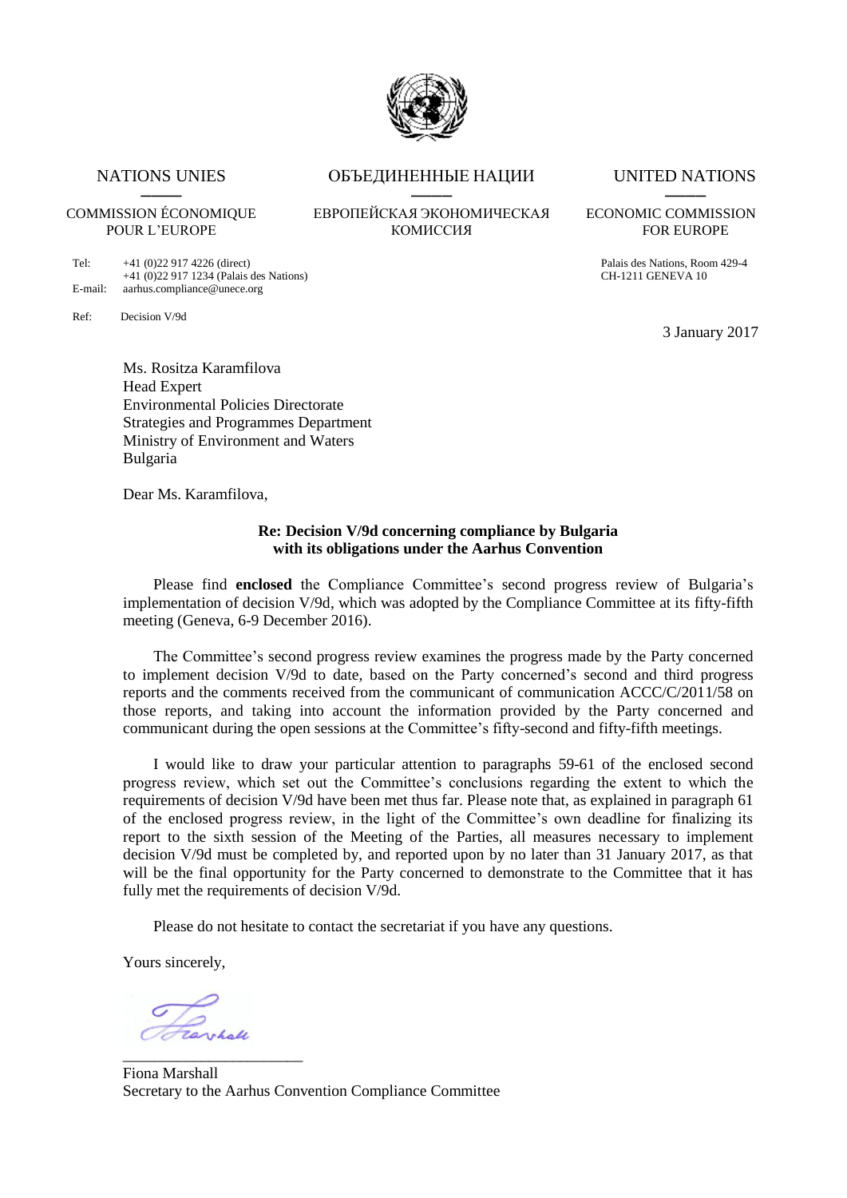NATIONS UNIES

COMMISSION ÉCONOMIQUE POUR L'EUROPE

ОБЪЕДИНЕННЫЕ НАЦИИ

ЕВРОПЕЙСКАЯ ЭКОНОМИЧЕСКАЯ КОМИССИЯ

UNITED NATIONS

ECONOMIC COMMISSION FOR EUROPE

Tel: +41 (0)22 917 4226 (direct)
+41 (0)22 917 1234 (Palais des Nations)
E-mail: aarhus.compliance@unece.org

Palais des Nations, Room 429-4
CH-1211 GENEVA 10

Ref: Decision V/9d

3 January 2017

Ms. Rositza Karamfilova
Head Expert
Environmental Policies Directorate
Strategies and Programmes Department
Ministry of Environment and Waters
Bulgaria

Dear Ms. Karamfilova,

**Re: Decision V/9d concerning compliance by Bulgaria with its obligations under the Aarhus Convention**

Please find **enclosed** the Compliance Committee's second progress review of Bulgaria's implementation of decision V/9d, which was adopted by the Compliance Committee at its fifty-fifth meeting (Geneva, 6-9 December 2016).

The Committee's second progress review examines the progress made by the Party concerned to implement decision V/9d to date, based on the Party concerned's second and third progress reports and the comments received from the communicant of communication ACCC/C/2011/58 on those reports, and taking into account the information provided by the Party concerned and communicant during the open sessions at the Committee's fifty-second and fifty-fifth meetings.

I would like to draw your particular attention to paragraphs 59-61 of the enclosed second progress review, which set out the Committee's conclusions regarding the extent to which the requirements of decision V/9d have been met thus far. Please note that, as explained in paragraph 61 of the enclosed progress review, in the light of the Committee's own deadline for finalizing its report to the sixth session of the Meeting of the Parties, all measures necessary to implement decision V/9d must be completed by, and reported upon by no later than 31 January 2017, as that will be the final opportunity for the Party concerned to demonstrate to the Committee that it has fully met the requirements of decision V/9d.

Please do not hesitate to contact the secretariat if you have any questions.

Yours sincerely,

Fiona Marshall
Secretary to the Aarhus Convention Compliance Committee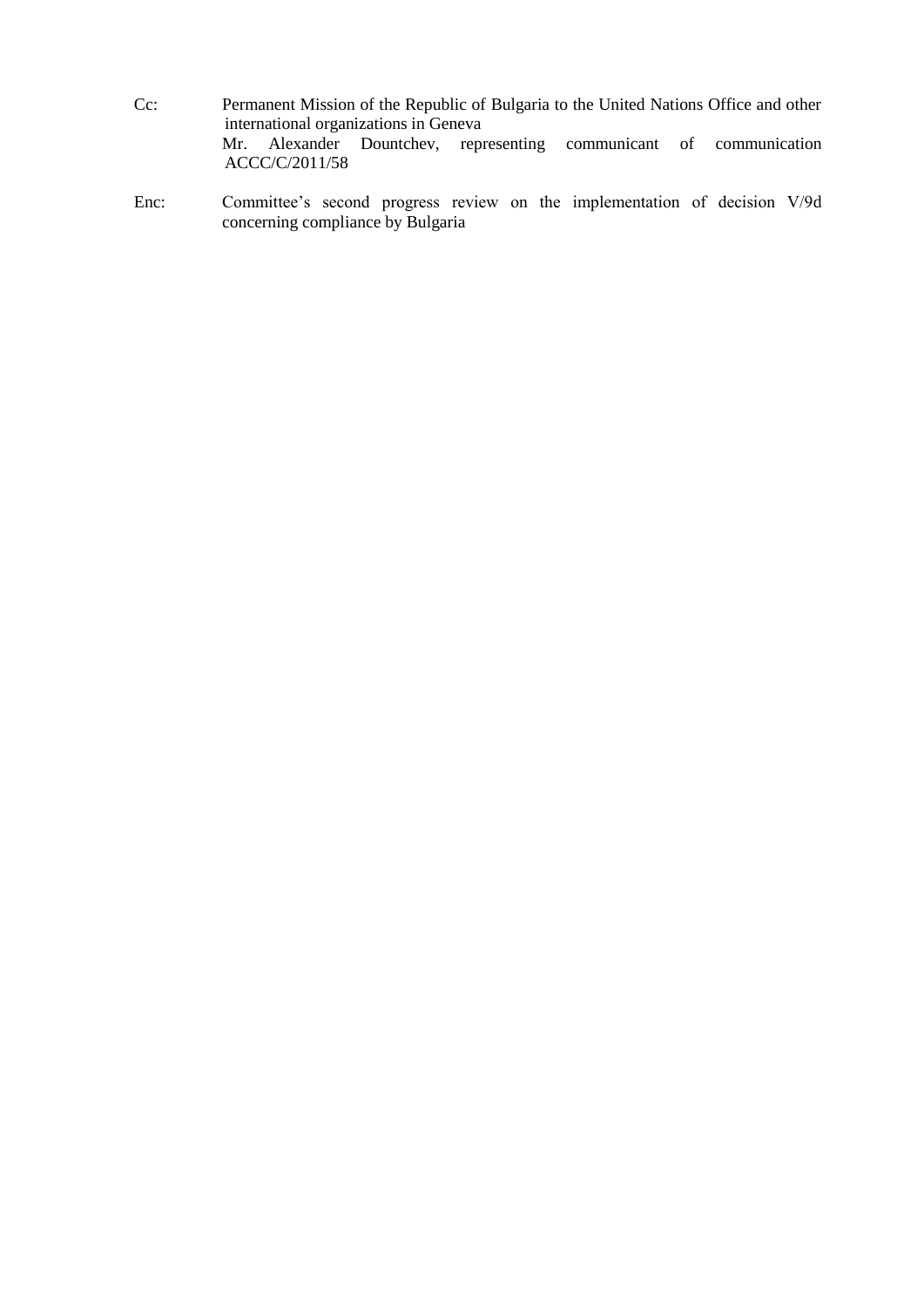Cc: Permanent Mission of the Republic of Bulgaria to the United Nations Office and other international organizations in Geneva

Mr. Alexander Dountchev, representing communicant of communication ACCC/C/2011/58

Enc: Committee's second progress review on the implementation of decision V/9d concerning compliance by Bulgaria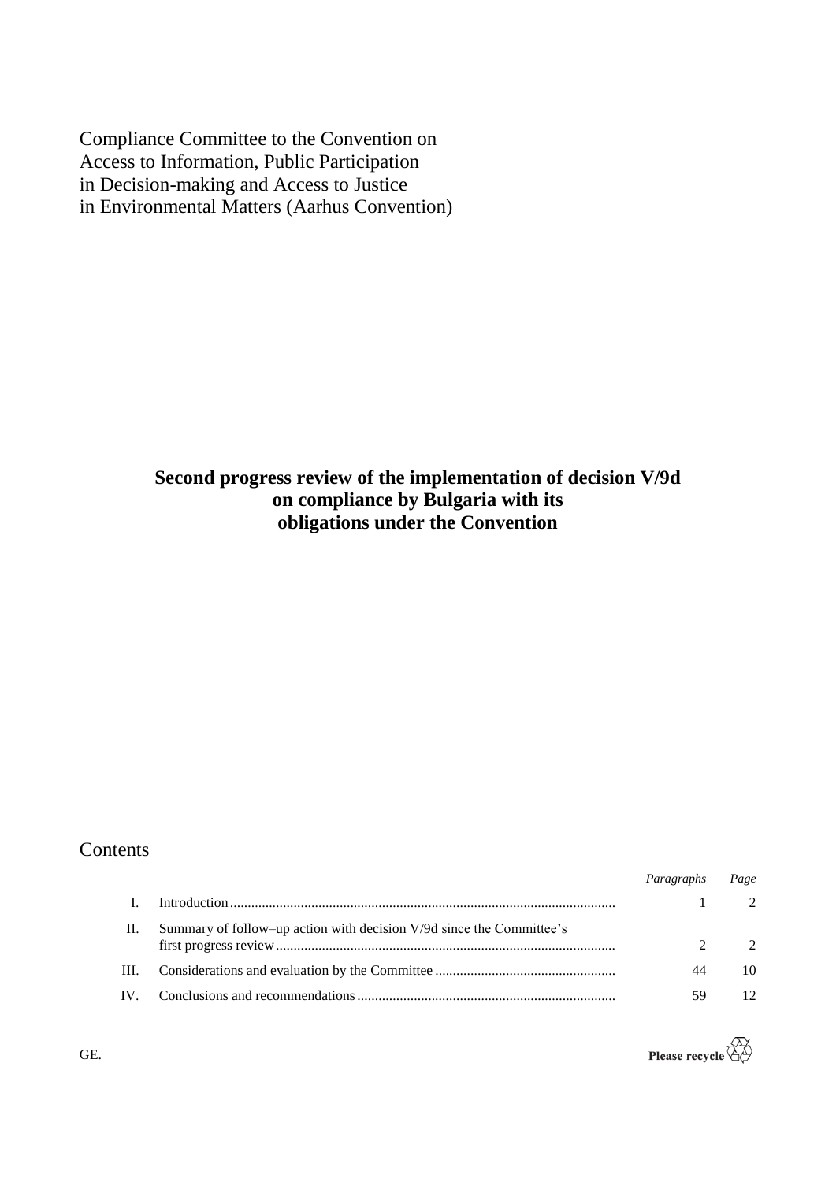Compliance Committee to the Convention on Access to Information, Public Participation in Decision-making and Access to Justice in Environmental Matters (Aarhus Convention)

# Second progress review of the implementation of decision V/9d on compliance by Bulgaria with its obligations under the Convention

## Contents

| | | *Paragraphs* | *Page* |
|---|---|---|---|
| I. | Introduction | 1 | 2 |
| II. | Summary of follow–up action with decision V/9d since the Committee's first progress review | 2 | 2 |
| III. | Considerations and evaluation by the Committee | 44 | 10 |
| IV. | Conclusions and recommendations | 59 | 12 |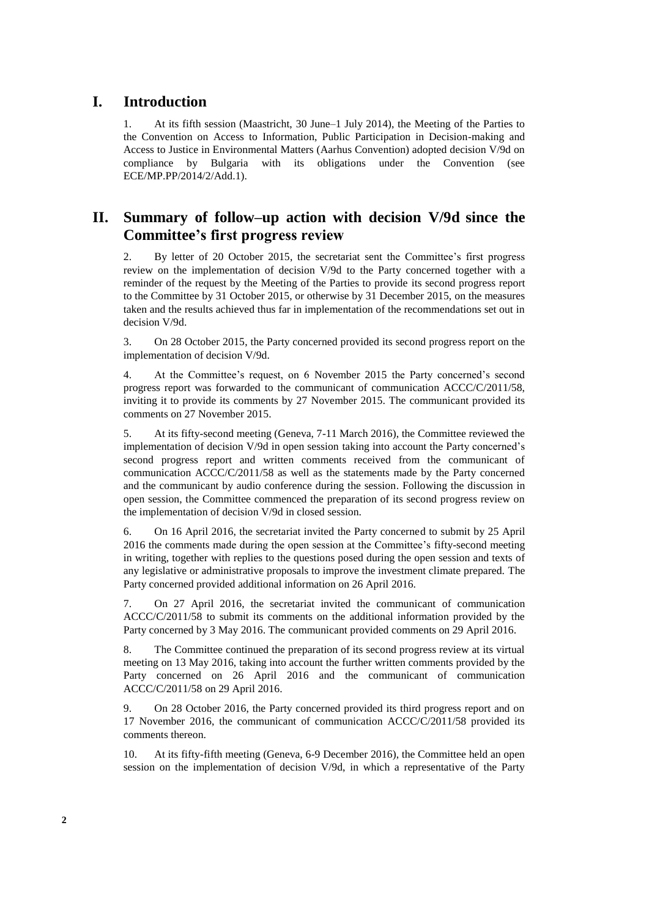# I. Introduction

1. At its fifth session (Maastricht, 30 June–1 July 2014), the Meeting of the Parties to the Convention on Access to Information, Public Participation in Decision-making and Access to Justice in Environmental Matters (Aarhus Convention) adopted decision V/9d on compliance by Bulgaria with its obligations under the Convention (see ECE/MP.PP/2014/2/Add.1).

# II. Summary of follow–up action with decision V/9d since the Committee's first progress review

2. By letter of 20 October 2015, the secretariat sent the Committee's first progress review on the implementation of decision V/9d to the Party concerned together with a reminder of the request by the Meeting of the Parties to provide its second progress report to the Committee by 31 October 2015, or otherwise by 31 December 2015, on the measures taken and the results achieved thus far in implementation of the recommendations set out in decision V/9d.

3. On 28 October 2015, the Party concerned provided its second progress report on the implementation of decision V/9d.

4. At the Committee's request, on 6 November 2015 the Party concerned's second progress report was forwarded to the communicant of communication ACCC/C/2011/58, inviting it to provide its comments by 27 November 2015. The communicant provided its comments on 27 November 2015.

5. At its fifty-second meeting (Geneva, 7-11 March 2016), the Committee reviewed the implementation of decision V/9d in open session taking into account the Party concerned's second progress report and written comments received from the communicant of communication ACCC/C/2011/58 as well as the statements made by the Party concerned and the communicant by audio conference during the session. Following the discussion in open session, the Committee commenced the preparation of its second progress review on the implementation of decision V/9d in closed session.

6. On 16 April 2016, the secretariat invited the Party concerned to submit by 25 April 2016 the comments made during the open session at the Committee's fifty-second meeting in writing, together with replies to the questions posed during the open session and texts of any legislative or administrative proposals to improve the investment climate prepared. The Party concerned provided additional information on 26 April 2016.

7. On 27 April 2016, the secretariat invited the communicant of communication ACCC/C/2011/58 to submit its comments on the additional information provided by the Party concerned by 3 May 2016. The communicant provided comments on 29 April 2016.

8. The Committee continued the preparation of its second progress review at its virtual meeting on 13 May 2016, taking into account the further written comments provided by the Party concerned on 26 April 2016 and the communicant of communication ACCC/C/2011/58 on 29 April 2016.

9. On 28 October 2016, the Party concerned provided its third progress report and on 17 November 2016, the communicant of communication ACCC/C/2011/58 provided its comments thereon.

10. At its fifty-fifth meeting (Geneva, 6-9 December 2016), the Committee held an open session on the implementation of decision V/9d, in which a representative of the Party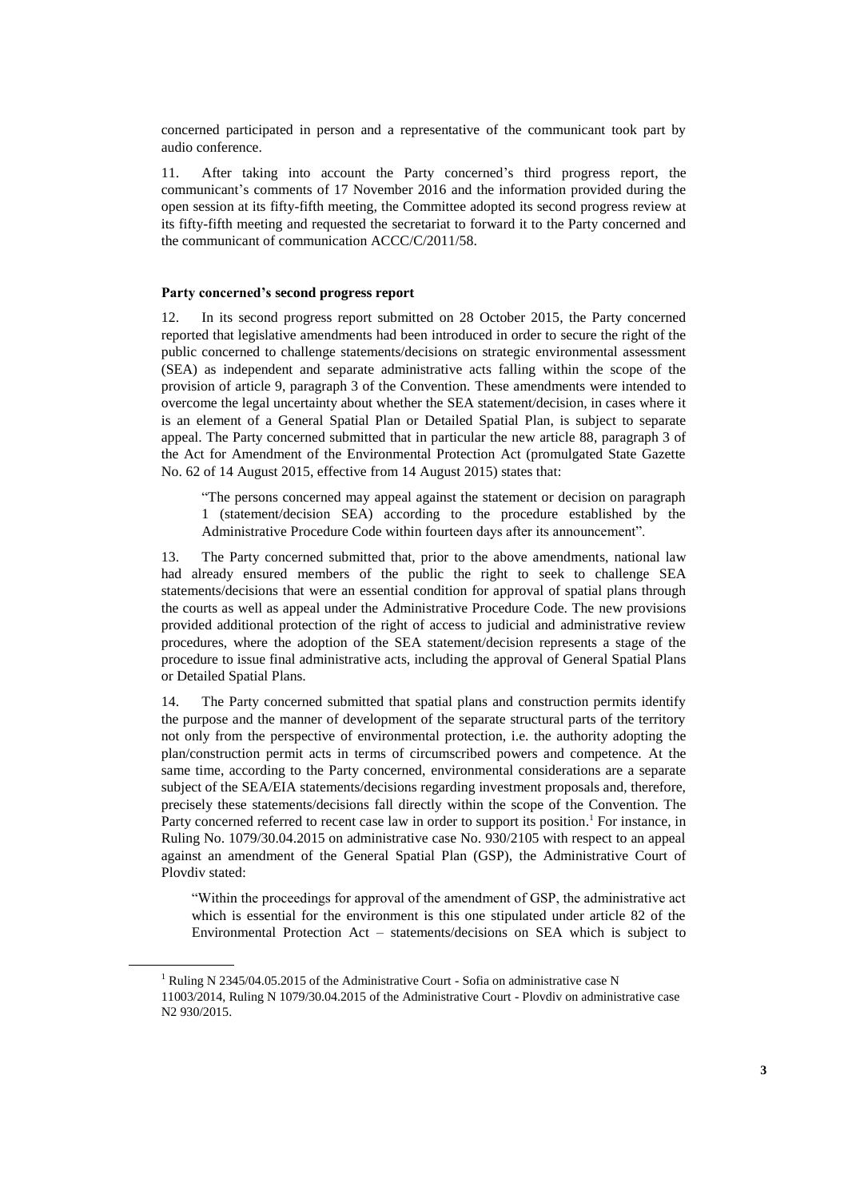concerned participated in person and a representative of the communicant took part by audio conference.

11. After taking into account the Party concerned's third progress report, the communicant's comments of 17 November 2016 and the information provided during the open session at its fifty-fifth meeting, the Committee adopted its second progress review at its fifty-fifth meeting and requested the secretariat to forward it to the Party concerned and the communicant of communication ACCC/C/2011/58.

#### Party concerned's second progress report

12. In its second progress report submitted on 28 October 2015, the Party concerned reported that legislative amendments had been introduced in order to secure the right of the public concerned to challenge statements/decisions on strategic environmental assessment (SEA) as independent and separate administrative acts falling within the scope of the provision of article 9, paragraph 3 of the Convention. These amendments were intended to overcome the legal uncertainty about whether the SEA statement/decision, in cases where it is an element of a General Spatial Plan or Detailed Spatial Plan, is subject to separate appeal. The Party concerned submitted that in particular the new article 88, paragraph 3 of the Act for Amendment of the Environmental Protection Act (promulgated State Gazette No. 62 of 14 August 2015, effective from 14 August 2015) states that:

> "The persons concerned may appeal against the statement or decision on paragraph 1 (statement/decision SEA) according to the procedure established by the Administrative Procedure Code within fourteen days after its announcement".

13. The Party concerned submitted that, prior to the above amendments, national law had already ensured members of the public the right to seek to challenge SEA statements/decisions that were an essential condition for approval of spatial plans through the courts as well as appeal under the Administrative Procedure Code. The new provisions provided additional protection of the right of access to judicial and administrative review procedures, where the adoption of the SEA statement/decision represents a stage of the procedure to issue final administrative acts, including the approval of General Spatial Plans or Detailed Spatial Plans.

14. The Party concerned submitted that spatial plans and construction permits identify the purpose and the manner of development of the separate structural parts of the territory not only from the perspective of environmental protection, i.e. the authority adopting the plan/construction permit acts in terms of circumscribed powers and competence. At the same time, according to the Party concerned, environmental considerations are a separate subject of the SEA/EIA statements/decisions regarding investment proposals and, therefore, precisely these statements/decisions fall directly within the scope of the Convention. The Party concerned referred to recent case law in order to support its position.[1] For instance, in Ruling No. 1079/30.04.2015 on administrative case No. 930/2105 with respect to an appeal against an amendment of the General Spatial Plan (GSP), the Administrative Court of Plovdiv stated:

> "Within the proceedings for approval of the amendment of GSP, the administrative act which is essential for the environment is this one stipulated under article 82 of the Environmental Protection Act – statements/decisions on SEA which is subject to

[1] Ruling N 2345/04.05.2015 of the Administrative Court - Sofia on administrative case N 11003/2014, Ruling N 1079/30.04.2015 of the Administrative Court - Plovdiv on administrative case N2 930/2015.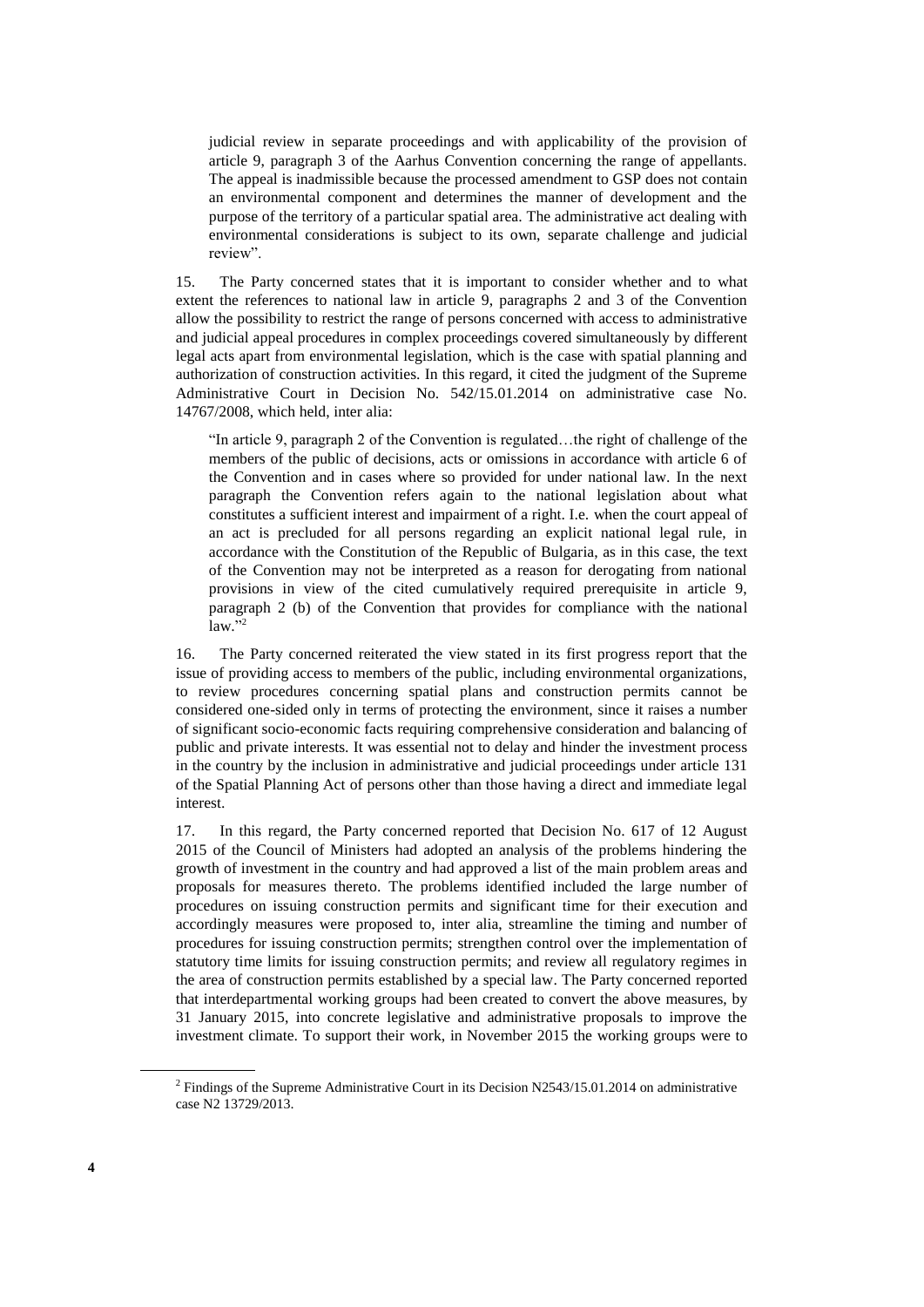judicial review in separate proceedings and with applicability of the provision of article 9, paragraph 3 of the Aarhus Convention concerning the range of appellants. The appeal is inadmissible because the processed amendment to GSP does not contain an environmental component and determines the manner of development and the purpose of the territory of a particular spatial area. The administrative act dealing with environmental considerations is subject to its own, separate challenge and judicial review".

15. The Party concerned states that it is important to consider whether and to what extent the references to national law in article 9, paragraphs 2 and 3 of the Convention allow the possibility to restrict the range of persons concerned with access to administrative and judicial appeal procedures in complex proceedings covered simultaneously by different legal acts apart from environmental legislation, which is the case with spatial planning and authorization of construction activities. In this regard, it cited the judgment of the Supreme Administrative Court in Decision No. 542/15.01.2014 on administrative case No. 14767/2008, which held, inter alia:

"In article 9, paragraph 2 of the Convention is regulated…the right of challenge of the members of the public of decisions, acts or omissions in accordance with article 6 of the Convention and in cases where so provided for under national law. In the next paragraph the Convention refers again to the national legislation about what constitutes a sufficient interest and impairment of a right. I.e. when the court appeal of an act is precluded for all persons regarding an explicit national legal rule, in accordance with the Constitution of the Republic of Bulgaria, as in this case, the text of the Convention may not be interpreted as a reason for derogating from national provisions in view of the cited cumulatively required prerequisite in article 9, paragraph 2 (b) of the Convention that provides for compliance with the national law."[2]

16. The Party concerned reiterated the view stated in its first progress report that the issue of providing access to members of the public, including environmental organizations, to review procedures concerning spatial plans and construction permits cannot be considered one-sided only in terms of protecting the environment, since it raises a number of significant socio-economic facts requiring comprehensive consideration and balancing of public and private interests. It was essential not to delay and hinder the investment process in the country by the inclusion in administrative and judicial proceedings under article 131 of the Spatial Planning Act of persons other than those having a direct and immediate legal interest.

17. In this regard, the Party concerned reported that Decision No. 617 of 12 August 2015 of the Council of Ministers had adopted an analysis of the problems hindering the growth of investment in the country and had approved a list of the main problem areas and proposals for measures thereto. The problems identified included the large number of procedures on issuing construction permits and significant time for their execution and accordingly measures were proposed to, inter alia, streamline the timing and number of procedures for issuing construction permits; strengthen control over the implementation of statutory time limits for issuing construction permits; and review all regulatory regimes in the area of construction permits established by a special law. The Party concerned reported that interdepartmental working groups had been created to convert the above measures, by 31 January 2015, into concrete legislative and administrative proposals to improve the investment climate. To support their work, in November 2015 the working groups were to

---

[2] Findings of the Supreme Administrative Court in its Decision N2543/15.01.2014 on administrative case N2 13729/2013.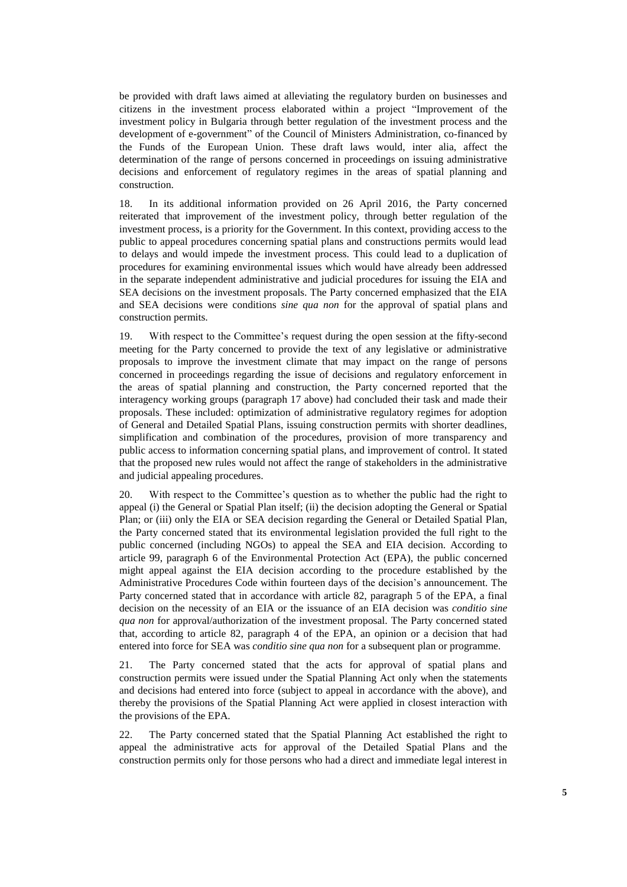be provided with draft laws aimed at alleviating the regulatory burden on businesses and citizens in the investment process elaborated within a project "Improvement of the investment policy in Bulgaria through better regulation of the investment process and the development of e-government" of the Council of Ministers Administration, co-financed by the Funds of the European Union. These draft laws would, inter alia, affect the determination of the range of persons concerned in proceedings on issuing administrative decisions and enforcement of regulatory regimes in the areas of spatial planning and construction.

18. In its additional information provided on 26 April 2016, the Party concerned reiterated that improvement of the investment policy, through better regulation of the investment process, is a priority for the Government. In this context, providing access to the public to appeal procedures concerning spatial plans and constructions permits would lead to delays and would impede the investment process. This could lead to a duplication of procedures for examining environmental issues which would have already been addressed in the separate independent administrative and judicial procedures for issuing the EIA and SEA decisions on the investment proposals. The Party concerned emphasized that the EIA and SEA decisions were conditions *sine qua non* for the approval of spatial plans and construction permits.

19. With respect to the Committee's request during the open session at the fifty-second meeting for the Party concerned to provide the text of any legislative or administrative proposals to improve the investment climate that may impact on the range of persons concerned in proceedings regarding the issue of decisions and regulatory enforcement in the areas of spatial planning and construction, the Party concerned reported that the interagency working groups (paragraph 17 above) had concluded their task and made their proposals. These included: optimization of administrative regulatory regimes for adoption of General and Detailed Spatial Plans, issuing construction permits with shorter deadlines, simplification and combination of the procedures, provision of more transparency and public access to information concerning spatial plans, and improvement of control. It stated that the proposed new rules would not affect the range of stakeholders in the administrative and judicial appealing procedures.

20. With respect to the Committee's question as to whether the public had the right to appeal (i) the General or Spatial Plan itself; (ii) the decision adopting the General or Spatial Plan; or (iii) only the EIA or SEA decision regarding the General or Detailed Spatial Plan, the Party concerned stated that its environmental legislation provided the full right to the public concerned (including NGOs) to appeal the SEA and EIA decision. According to article 99, paragraph 6 of the Environmental Protection Act (EPA), the public concerned might appeal against the EIA decision according to the procedure established by the Administrative Procedures Code within fourteen days of the decision's announcement. The Party concerned stated that in accordance with article 82, paragraph 5 of the EPA, a final decision on the necessity of an EIA or the issuance of an EIA decision was *conditio sine qua non* for approval/authorization of the investment proposal. The Party concerned stated that, according to article 82, paragraph 4 of the EPA, an opinion or a decision that had entered into force for SEA was *conditio sine qua non* for a subsequent plan or programme.

21. The Party concerned stated that the acts for approval of spatial plans and construction permits were issued under the Spatial Planning Act only when the statements and decisions had entered into force (subject to appeal in accordance with the above), and thereby the provisions of the Spatial Planning Act were applied in closest interaction with the provisions of the EPA.

22. The Party concerned stated that the Spatial Planning Act established the right to appeal the administrative acts for approval of the Detailed Spatial Plans and the construction permits only for those persons who had a direct and immediate legal interest in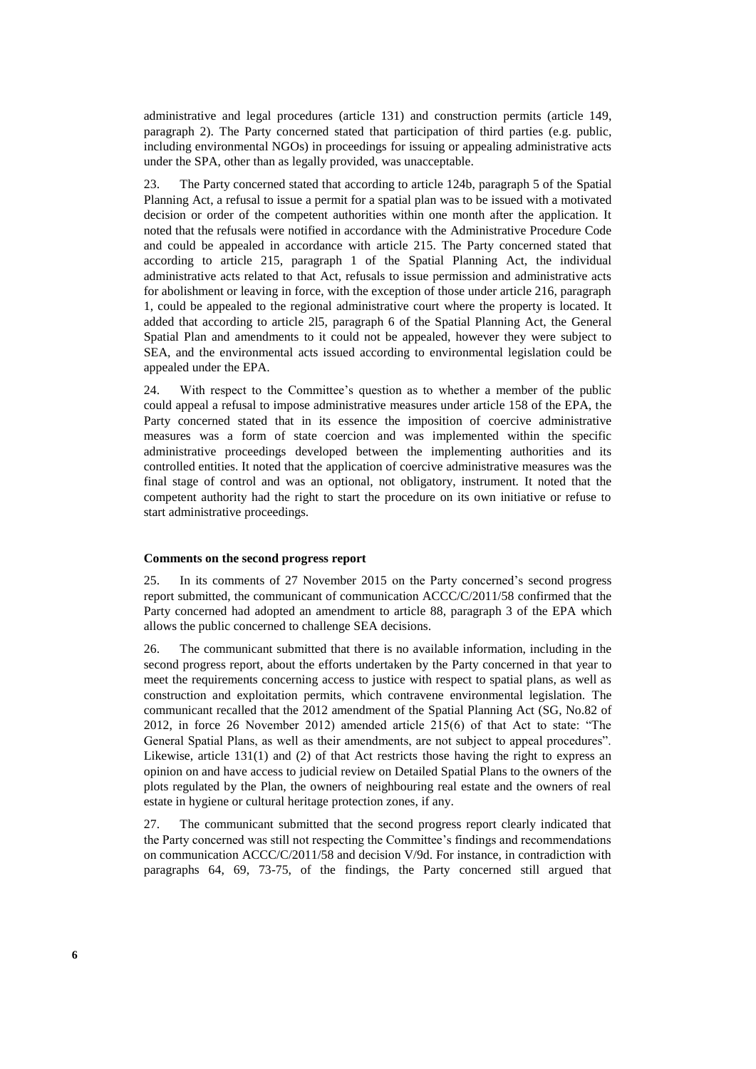administrative and legal procedures (article 131) and construction permits (article 149, paragraph 2). The Party concerned stated that participation of third parties (e.g. public, including environmental NGOs) in proceedings for issuing or appealing administrative acts under the SPA, other than as legally provided, was unacceptable.

23. The Party concerned stated that according to article 124b, paragraph 5 of the Spatial Planning Act, a refusal to issue a permit for a spatial plan was to be issued with a motivated decision or order of the competent authorities within one month after the application. It noted that the refusals were notified in accordance with the Administrative Procedure Code and could be appealed in accordance with article 215. The Party concerned stated that according to article 215, paragraph 1 of the Spatial Planning Act, the individual administrative acts related to that Act, refusals to issue permission and administrative acts for abolishment or leaving in force, with the exception of those under article 216, paragraph 1, could be appealed to the regional administrative court where the property is located. It added that according to article 2l5, paragraph 6 of the Spatial Planning Act, the General Spatial Plan and amendments to it could not be appealed, however they were subject to SEA, and the environmental acts issued according to environmental legislation could be appealed under the EPA.

24. With respect to the Committee's question as to whether a member of the public could appeal a refusal to impose administrative measures under article 158 of the EPA, the Party concerned stated that in its essence the imposition of coercive administrative measures was a form of state coercion and was implemented within the specific administrative proceedings developed between the implementing authorities and its controlled entities. It noted that the application of coercive administrative measures was the final stage of control and was an optional, not obligatory, instrument. It noted that the competent authority had the right to start the procedure on its own initiative or refuse to start administrative proceedings.

**Comments on the second progress report**

25. In its comments of 27 November 2015 on the Party concerned's second progress report submitted, the communicant of communication ACCC/C/2011/58 confirmed that the Party concerned had adopted an amendment to article 88, paragraph 3 of the EPA which allows the public concerned to challenge SEA decisions.

26. The communicant submitted that there is no available information, including in the second progress report, about the efforts undertaken by the Party concerned in that year to meet the requirements concerning access to justice with respect to spatial plans, as well as construction and exploitation permits, which contravene environmental legislation. The communicant recalled that the 2012 amendment of the Spatial Planning Act (SG, No.82 of 2012, in force 26 November 2012) amended article 215(6) of that Act to state: "The General Spatial Plans, as well as their amendments, are not subject to appeal procedures". Likewise, article 131(1) and (2) of that Act restricts those having the right to express an opinion on and have access to judicial review on Detailed Spatial Plans to the owners of the plots regulated by the Plan, the owners of neighbouring real estate and the owners of real estate in hygiene or cultural heritage protection zones, if any.

27. The communicant submitted that the second progress report clearly indicated that the Party concerned was still not respecting the Committee's findings and recommendations on communication ACCC/C/2011/58 and decision V/9d. For instance, in contradiction with paragraphs 64, 69, 73-75, of the findings, the Party concerned still argued that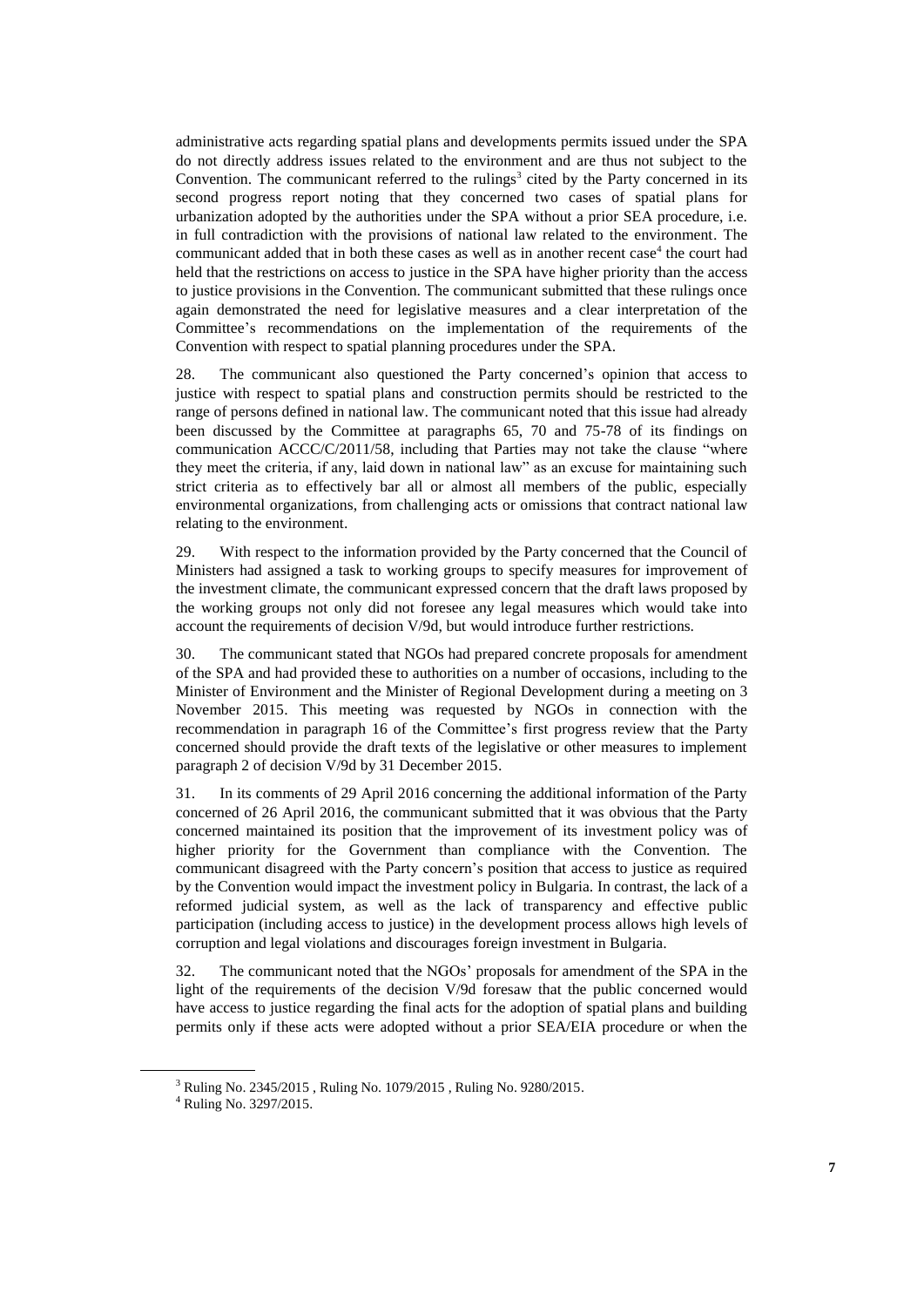administrative acts regarding spatial plans and developments permits issued under the SPA do not directly address issues related to the environment and are thus not subject to the Convention. The communicant referred to the rulings[3] cited by the Party concerned in its second progress report noting that they concerned two cases of spatial plans for urbanization adopted by the authorities under the SPA without a prior SEA procedure, i.e. in full contradiction with the provisions of national law related to the environment. The communicant added that in both these cases as well as in another recent case[4] the court had held that the restrictions on access to justice in the SPA have higher priority than the access to justice provisions in the Convention. The communicant submitted that these rulings once again demonstrated the need for legislative measures and a clear interpretation of the Committee's recommendations on the implementation of the requirements of the Convention with respect to spatial planning procedures under the SPA.

28. The communicant also questioned the Party concerned's opinion that access to justice with respect to spatial plans and construction permits should be restricted to the range of persons defined in national law. The communicant noted that this issue had already been discussed by the Committee at paragraphs 65, 70 and 75-78 of its findings on communication ACCC/C/2011/58, including that Parties may not take the clause "where they meet the criteria, if any, laid down in national law" as an excuse for maintaining such strict criteria as to effectively bar all or almost all members of the public, especially environmental organizations, from challenging acts or omissions that contract national law relating to the environment.

29. With respect to the information provided by the Party concerned that the Council of Ministers had assigned a task to working groups to specify measures for improvement of the investment climate, the communicant expressed concern that the draft laws proposed by the working groups not only did not foresee any legal measures which would take into account the requirements of decision V/9d, but would introduce further restrictions.

30. The communicant stated that NGOs had prepared concrete proposals for amendment of the SPA and had provided these to authorities on a number of occasions, including to the Minister of Environment and the Minister of Regional Development during a meeting on 3 November 2015. This meeting was requested by NGOs in connection with the recommendation in paragraph 16 of the Committee's first progress review that the Party concerned should provide the draft texts of the legislative or other measures to implement paragraph 2 of decision V/9d by 31 December 2015.

31. In its comments of 29 April 2016 concerning the additional information of the Party concerned of 26 April 2016, the communicant submitted that it was obvious that the Party concerned maintained its position that the improvement of its investment policy was of higher priority for the Government than compliance with the Convention. The communicant disagreed with the Party concern's position that access to justice as required by the Convention would impact the investment policy in Bulgaria. In contrast, the lack of a reformed judicial system, as well as the lack of transparency and effective public participation (including access to justice) in the development process allows high levels of corruption and legal violations and discourages foreign investment in Bulgaria.

32. The communicant noted that the NGOs' proposals for amendment of the SPA in the light of the requirements of the decision V/9d foresaw that the public concerned would have access to justice regarding the final acts for the adoption of spatial plans and building permits only if these acts were adopted without a prior SEA/EIA procedure or when the

[3] Ruling No. 2345/2015 , Ruling No. 1079/2015 , Ruling No. 9280/2015.

[4] Ruling No. 3297/2015.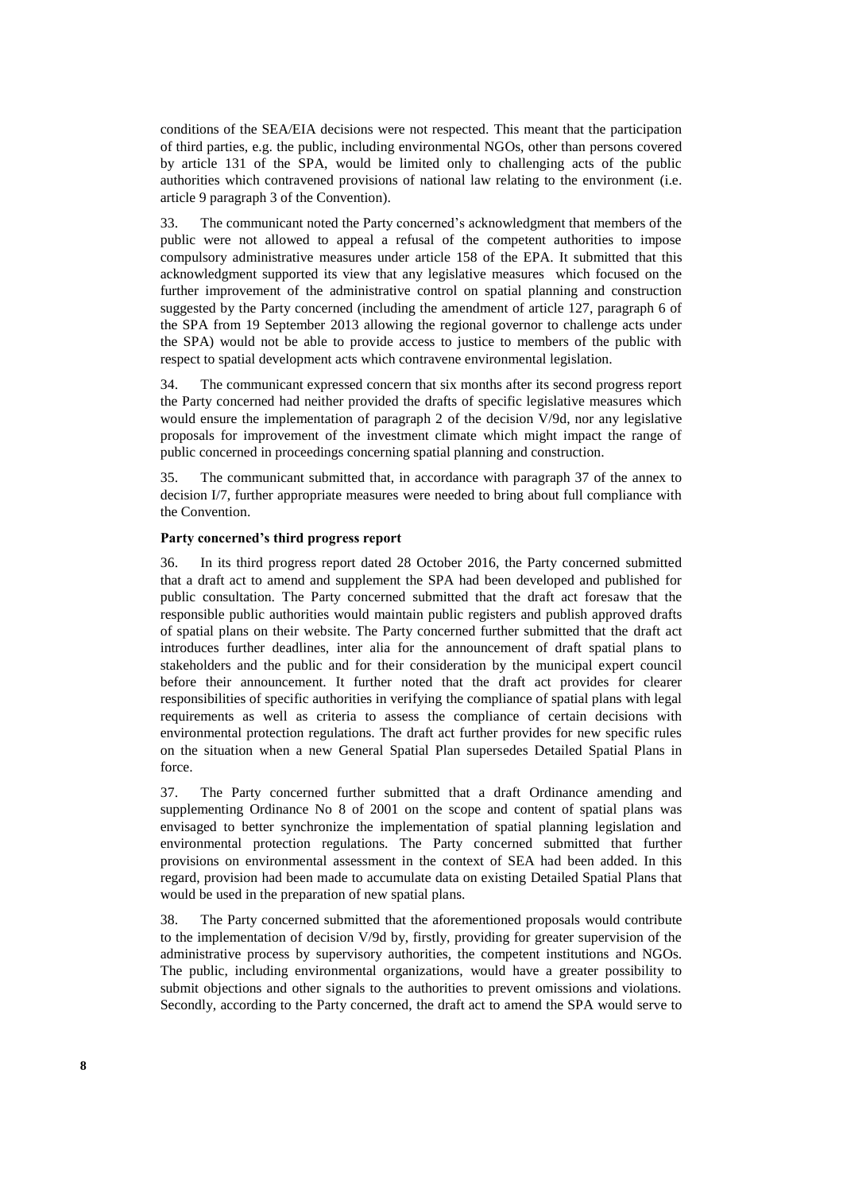conditions of the SEA/EIA decisions were not respected. This meant that the participation of third parties, e.g. the public, including environmental NGOs, other than persons covered by article 131 of the SPA, would be limited only to challenging acts of the public authorities which contravened provisions of national law relating to the environment (i.e. article 9 paragraph 3 of the Convention).

33. The communicant noted the Party concerned's acknowledgment that members of the public were not allowed to appeal a refusal of the competent authorities to impose compulsory administrative measures under article 158 of the EPA. It submitted that this acknowledgment supported its view that any legislative measures which focused on the further improvement of the administrative control on spatial planning and construction suggested by the Party concerned (including the amendment of article 127, paragraph 6 of the SPA from 19 September 2013 allowing the regional governor to challenge acts under the SPA) would not be able to provide access to justice to members of the public with respect to spatial development acts which contravene environmental legislation.

34. The communicant expressed concern that six months after its second progress report the Party concerned had neither provided the drafts of specific legislative measures which would ensure the implementation of paragraph 2 of the decision V/9d, nor any legislative proposals for improvement of the investment climate which might impact the range of public concerned in proceedings concerning spatial planning and construction.

35. The communicant submitted that, in accordance with paragraph 37 of the annex to decision I/7, further appropriate measures were needed to bring about full compliance with the Convention.

**Party concerned's third progress report**

36. In its third progress report dated 28 October 2016, the Party concerned submitted that a draft act to amend and supplement the SPA had been developed and published for public consultation. The Party concerned submitted that the draft act foresaw that the responsible public authorities would maintain public registers and publish approved drafts of spatial plans on their website. The Party concerned further submitted that the draft act introduces further deadlines, inter alia for the announcement of draft spatial plans to stakeholders and the public and for their consideration by the municipal expert council before their announcement. It further noted that the draft act provides for clearer responsibilities of specific authorities in verifying the compliance of spatial plans with legal requirements as well as criteria to assess the compliance of certain decisions with environmental protection regulations. The draft act further provides for new specific rules on the situation when a new General Spatial Plan supersedes Detailed Spatial Plans in force.

37. The Party concerned further submitted that a draft Ordinance amending and supplementing Ordinance No 8 of 2001 on the scope and content of spatial plans was envisaged to better synchronize the implementation of spatial planning legislation and environmental protection regulations. The Party concerned submitted that further provisions on environmental assessment in the context of SEA had been added. In this regard, provision had been made to accumulate data on existing Detailed Spatial Plans that would be used in the preparation of new spatial plans.

38. The Party concerned submitted that the aforementioned proposals would contribute to the implementation of decision V/9d by, firstly, providing for greater supervision of the administrative process by supervisory authorities, the competent institutions and NGOs. The public, including environmental organizations, would have a greater possibility to submit objections and other signals to the authorities to prevent omissions and violations. Secondly, according to the Party concerned, the draft act to amend the SPA would serve to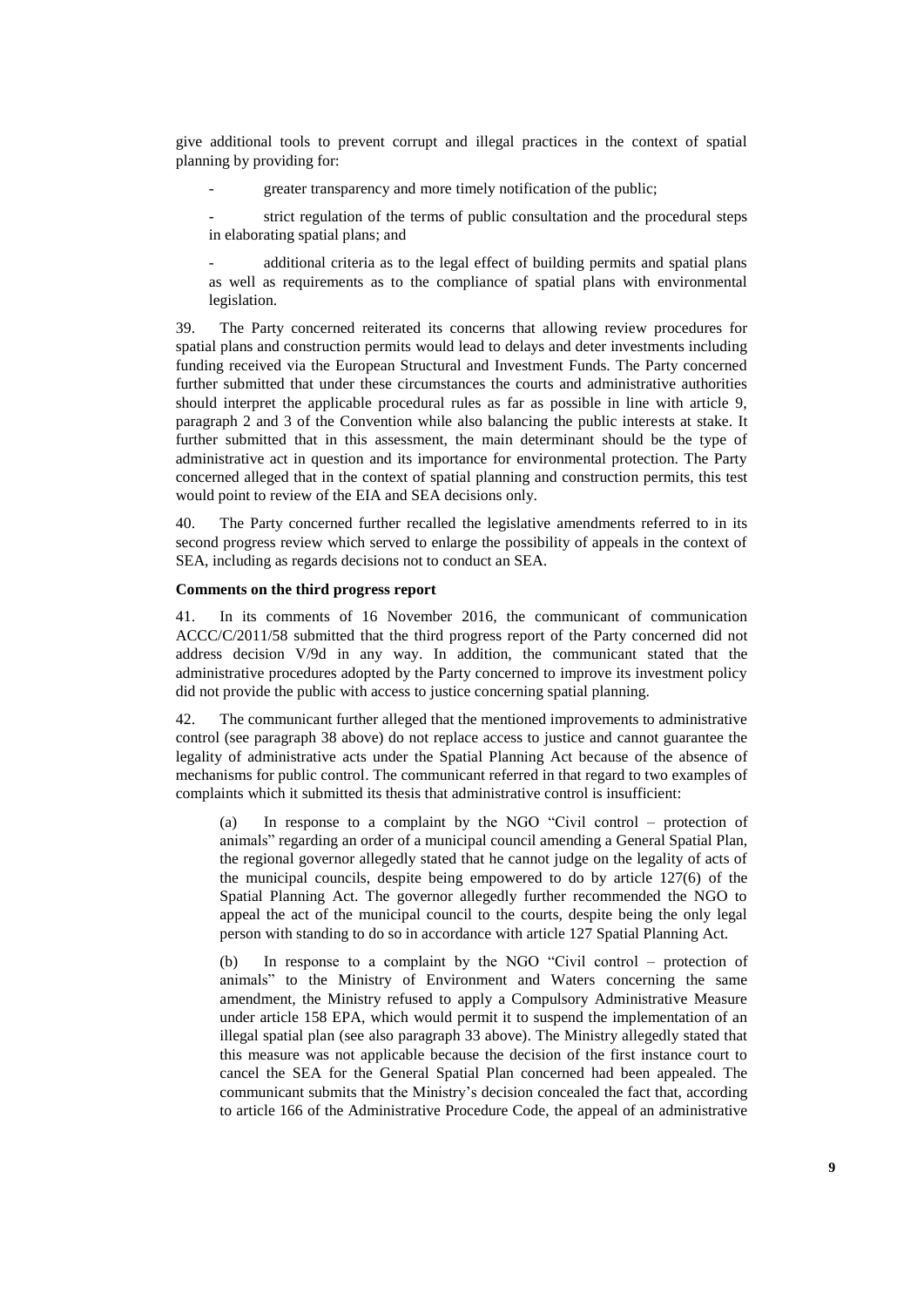give additional tools to prevent corrupt and illegal practices in the context of spatial planning by providing for:

- greater transparency and more timely notification of the public;

- strict regulation of the terms of public consultation and the procedural steps in elaborating spatial plans; and

- additional criteria as to the legal effect of building permits and spatial plans as well as requirements as to the compliance of spatial plans with environmental legislation.

39. The Party concerned reiterated its concerns that allowing review procedures for spatial plans and construction permits would lead to delays and deter investments including funding received via the European Structural and Investment Funds. The Party concerned further submitted that under these circumstances the courts and administrative authorities should interpret the applicable procedural rules as far as possible in line with article 9, paragraph 2 and 3 of the Convention while also balancing the public interests at stake. It further submitted that in this assessment, the main determinant should be the type of administrative act in question and its importance for environmental protection. The Party concerned alleged that in the context of spatial planning and construction permits, this test would point to review of the EIA and SEA decisions only.

40. The Party concerned further recalled the legislative amendments referred to in its second progress review which served to enlarge the possibility of appeals in the context of SEA, including as regards decisions not to conduct an SEA.

**Comments on the third progress report**

41. In its comments of 16 November 2016, the communicant of communication ACCC/C/2011/58 submitted that the third progress report of the Party concerned did not address decision V/9d in any way. In addition, the communicant stated that the administrative procedures adopted by the Party concerned to improve its investment policy did not provide the public with access to justice concerning spatial planning.

42. The communicant further alleged that the mentioned improvements to administrative control (see paragraph 38 above) do not replace access to justice and cannot guarantee the legality of administrative acts under the Spatial Planning Act because of the absence of mechanisms for public control. The communicant referred in that regard to two examples of complaints which it submitted its thesis that administrative control is insufficient:

(a) In response to a complaint by the NGO "Civil control – protection of animals" regarding an order of a municipal council amending a General Spatial Plan, the regional governor allegedly stated that he cannot judge on the legality of acts of the municipal councils, despite being empowered to do by article 127(6) of the Spatial Planning Act. The governor allegedly further recommended the NGO to appeal the act of the municipal council to the courts, despite being the only legal person with standing to do so in accordance with article 127 Spatial Planning Act.

(b) In response to a complaint by the NGO "Civil control – protection of animals" to the Ministry of Environment and Waters concerning the same amendment, the Ministry refused to apply a Compulsory Administrative Measure under article 158 EPA, which would permit it to suspend the implementation of an illegal spatial plan (see also paragraph 33 above). The Ministry allegedly stated that this measure was not applicable because the decision of the first instance court to cancel the SEA for the General Spatial Plan concerned had been appealed. The communicant submits that the Ministry's decision concealed the fact that, according to article 166 of the Administrative Procedure Code, the appeal of an administrative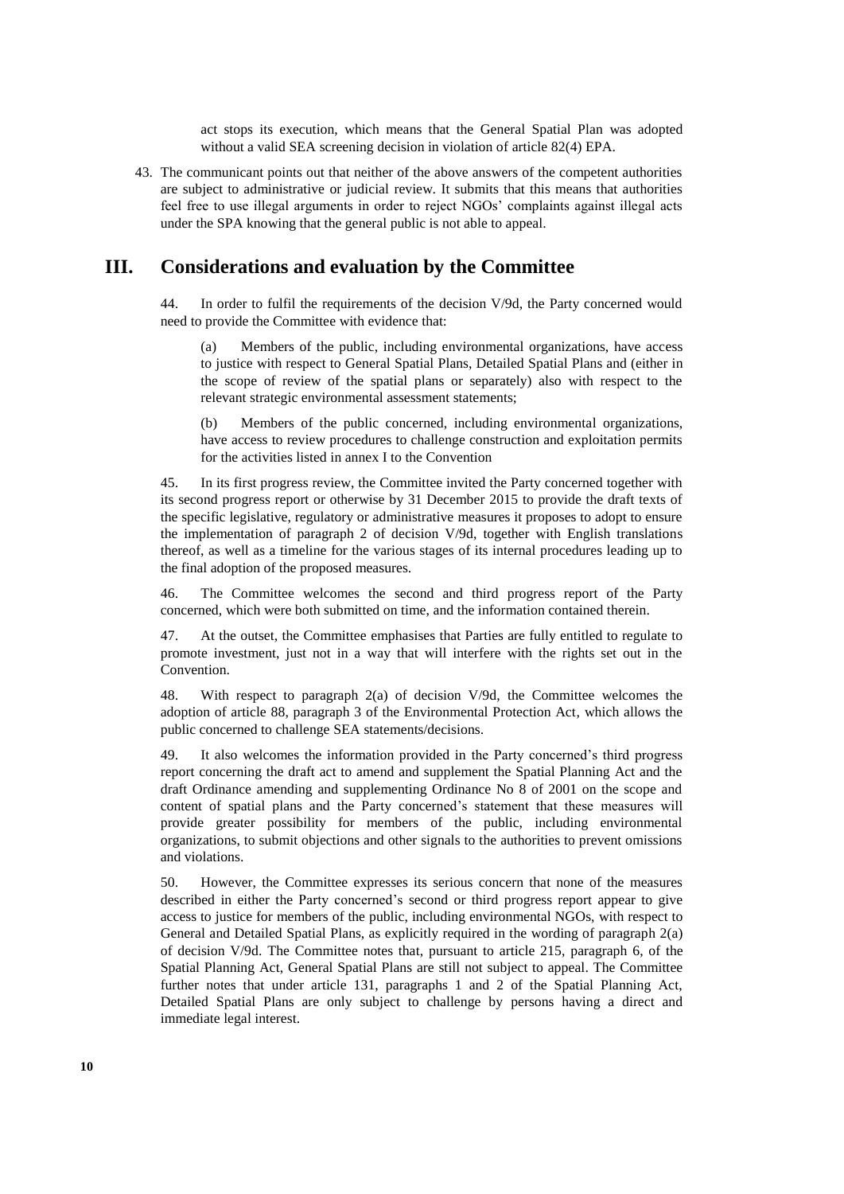act stops its execution, which means that the General Spatial Plan was adopted without a valid SEA screening decision in violation of article 82(4) EPA.

43. The communicant points out that neither of the above answers of the competent authorities are subject to administrative or judicial review. It submits that this means that authorities feel free to use illegal arguments in order to reject NGOs' complaints against illegal acts under the SPA knowing that the general public is not able to appeal.

## III. Considerations and evaluation by the Committee

44. In order to fulfil the requirements of the decision V/9d, the Party concerned would need to provide the Committee with evidence that:

(a) Members of the public, including environmental organizations, have access to justice with respect to General Spatial Plans, Detailed Spatial Plans and (either in the scope of review of the spatial plans or separately) also with respect to the relevant strategic environmental assessment statements;

(b) Members of the public concerned, including environmental organizations, have access to review procedures to challenge construction and exploitation permits for the activities listed in annex I to the Convention

45. In its first progress review, the Committee invited the Party concerned together with its second progress report or otherwise by 31 December 2015 to provide the draft texts of the specific legislative, regulatory or administrative measures it proposes to adopt to ensure the implementation of paragraph 2 of decision V/9d, together with English translations thereof, as well as a timeline for the various stages of its internal procedures leading up to the final adoption of the proposed measures.

46. The Committee welcomes the second and third progress report of the Party concerned, which were both submitted on time, and the information contained therein.

47. At the outset, the Committee emphasises that Parties are fully entitled to regulate to promote investment, just not in a way that will interfere with the rights set out in the Convention.

48. With respect to paragraph 2(a) of decision V/9d, the Committee welcomes the adoption of article 88, paragraph 3 of the Environmental Protection Act, which allows the public concerned to challenge SEA statements/decisions.

49. It also welcomes the information provided in the Party concerned's third progress report concerning the draft act to amend and supplement the Spatial Planning Act and the draft Ordinance amending and supplementing Ordinance No 8 of 2001 on the scope and content of spatial plans and the Party concerned's statement that these measures will provide greater possibility for members of the public, including environmental organizations, to submit objections and other signals to the authorities to prevent omissions and violations.

50. However, the Committee expresses its serious concern that none of the measures described in either the Party concerned's second or third progress report appear to give access to justice for members of the public, including environmental NGOs, with respect to General and Detailed Spatial Plans, as explicitly required in the wording of paragraph 2(a) of decision V/9d. The Committee notes that, pursuant to article 215, paragraph 6, of the Spatial Planning Act, General Spatial Plans are still not subject to appeal. The Committee further notes that under article 131, paragraphs 1 and 2 of the Spatial Planning Act, Detailed Spatial Plans are only subject to challenge by persons having a direct and immediate legal interest.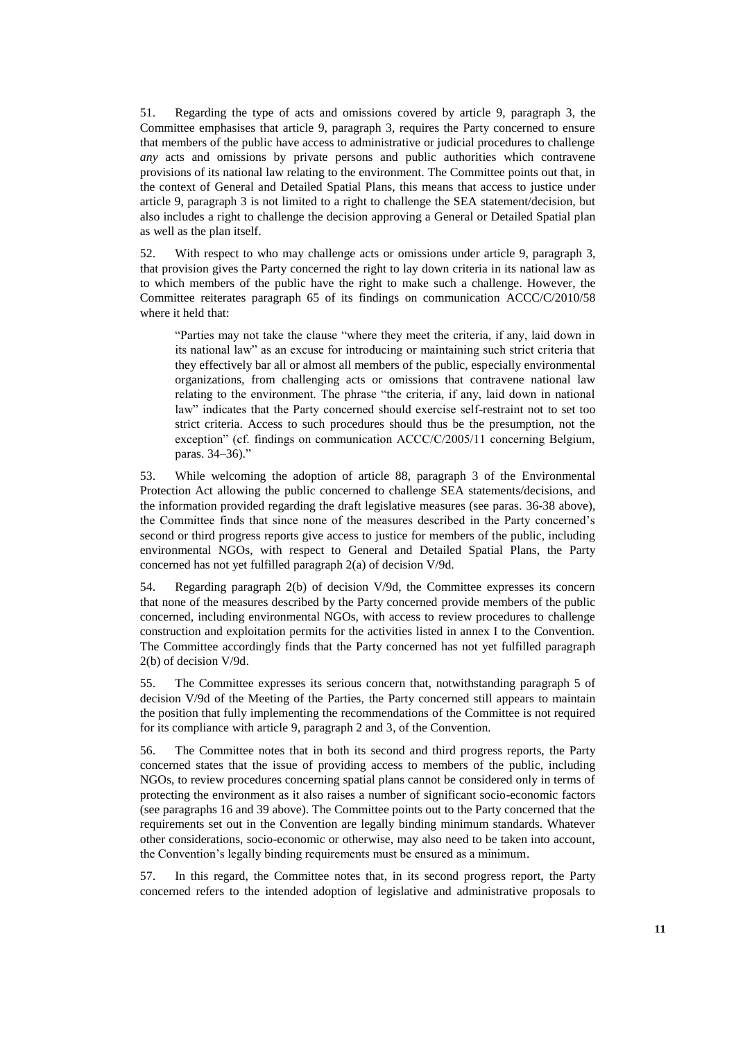51. Regarding the type of acts and omissions covered by article 9, paragraph 3, the Committee emphasises that article 9, paragraph 3, requires the Party concerned to ensure that members of the public have access to administrative or judicial procedures to challenge *any* acts and omissions by private persons and public authorities which contravene provisions of its national law relating to the environment. The Committee points out that, in the context of General and Detailed Spatial Plans, this means that access to justice under article 9, paragraph 3 is not limited to a right to challenge the SEA statement/decision, but also includes a right to challenge the decision approving a General or Detailed Spatial plan as well as the plan itself.

52. With respect to who may challenge acts or omissions under article 9, paragraph 3, that provision gives the Party concerned the right to lay down criteria in its national law as to which members of the public have the right to make such a challenge. However, the Committee reiterates paragraph 65 of its findings on communication ACCC/C/2010/58 where it held that:

> "Parties may not take the clause "where they meet the criteria, if any, laid down in its national law" as an excuse for introducing or maintaining such strict criteria that they effectively bar all or almost all members of the public, especially environmental organizations, from challenging acts or omissions that contravene national law relating to the environment. The phrase "the criteria, if any, laid down in national law" indicates that the Party concerned should exercise self-restraint not to set too strict criteria. Access to such procedures should thus be the presumption, not the exception" (cf. findings on communication ACCC/C/2005/11 concerning Belgium, paras. 34–36)."

53. While welcoming the adoption of article 88, paragraph 3 of the Environmental Protection Act allowing the public concerned to challenge SEA statements/decisions, and the information provided regarding the draft legislative measures (see paras. 36-38 above), the Committee finds that since none of the measures described in the Party concerned's second or third progress reports give access to justice for members of the public, including environmental NGOs, with respect to General and Detailed Spatial Plans, the Party concerned has not yet fulfilled paragraph 2(a) of decision V/9d.

54. Regarding paragraph 2(b) of decision V/9d, the Committee expresses its concern that none of the measures described by the Party concerned provide members of the public concerned, including environmental NGOs, with access to review procedures to challenge construction and exploitation permits for the activities listed in annex I to the Convention. The Committee accordingly finds that the Party concerned has not yet fulfilled paragraph 2(b) of decision V/9d.

55. The Committee expresses its serious concern that, notwithstanding paragraph 5 of decision V/9d of the Meeting of the Parties, the Party concerned still appears to maintain the position that fully implementing the recommendations of the Committee is not required for its compliance with article 9, paragraph 2 and 3, of the Convention.

56. The Committee notes that in both its second and third progress reports, the Party concerned states that the issue of providing access to members of the public, including NGOs, to review procedures concerning spatial plans cannot be considered only in terms of protecting the environment as it also raises a number of significant socio-economic factors (see paragraphs 16 and 39 above). The Committee points out to the Party concerned that the requirements set out in the Convention are legally binding minimum standards. Whatever other considerations, socio-economic or otherwise, may also need to be taken into account, the Convention's legally binding requirements must be ensured as a minimum.

57. In this regard, the Committee notes that, in its second progress report, the Party concerned refers to the intended adoption of legislative and administrative proposals to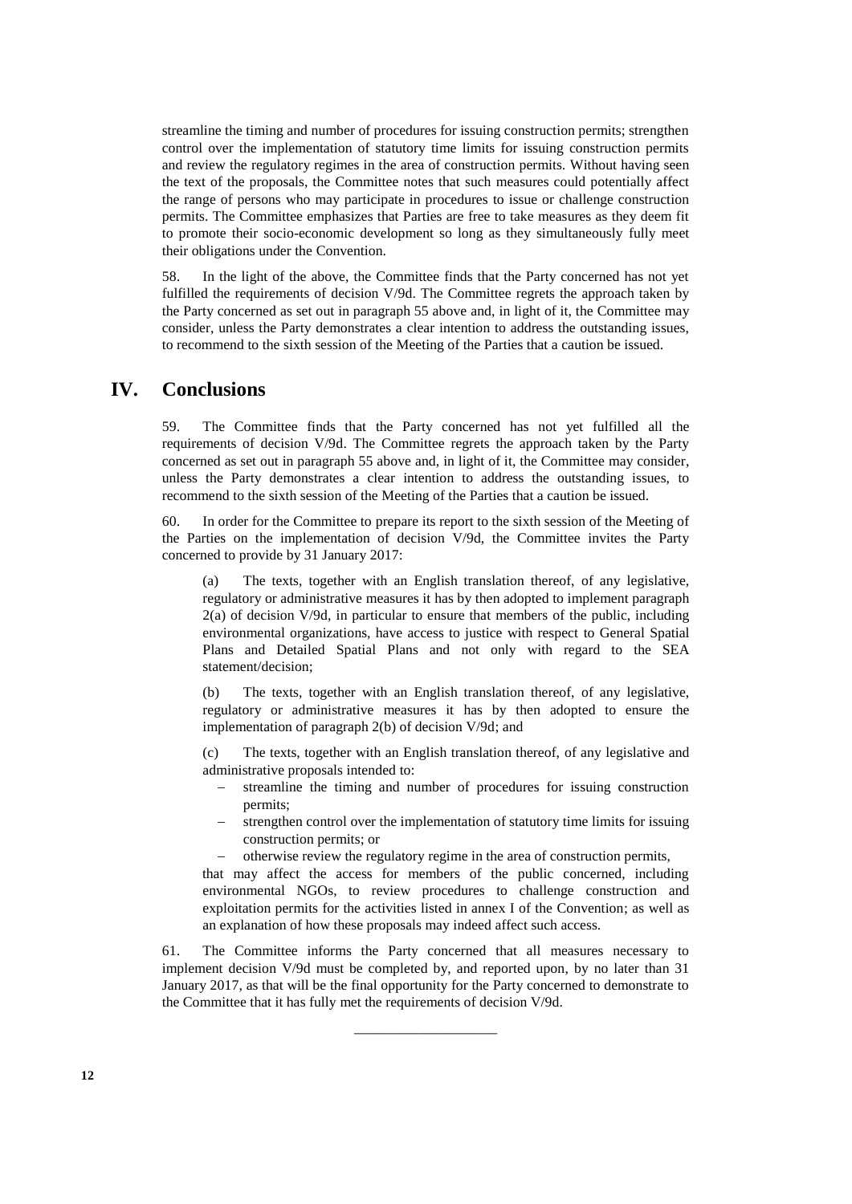streamline the timing and number of procedures for issuing construction permits; strengthen control over the implementation of statutory time limits for issuing construction permits and review the regulatory regimes in the area of construction permits. Without having seen the text of the proposals, the Committee notes that such measures could potentially affect the range of persons who may participate in procedures to issue or challenge construction permits. The Committee emphasizes that Parties are free to take measures as they deem fit to promote their socio-economic development so long as they simultaneously fully meet their obligations under the Convention.

58. In the light of the above, the Committee finds that the Party concerned has not yet fulfilled the requirements of decision V/9d. The Committee regrets the approach taken by the Party concerned as set out in paragraph 55 above and, in light of it, the Committee may consider, unless the Party demonstrates a clear intention to address the outstanding issues, to recommend to the sixth session of the Meeting of the Parties that a caution be issued.

# IV. Conclusions

59. The Committee finds that the Party concerned has not yet fulfilled all the requirements of decision V/9d. The Committee regrets the approach taken by the Party concerned as set out in paragraph 55 above and, in light of it, the Committee may consider, unless the Party demonstrates a clear intention to address the outstanding issues, to recommend to the sixth session of the Meeting of the Parties that a caution be issued.

60. In order for the Committee to prepare its report to the sixth session of the Meeting of the Parties on the implementation of decision V/9d, the Committee invites the Party concerned to provide by 31 January 2017:

(a) The texts, together with an English translation thereof, of any legislative, regulatory or administrative measures it has by then adopted to implement paragraph 2(a) of decision V/9d, in particular to ensure that members of the public, including environmental organizations, have access to justice with respect to General Spatial Plans and Detailed Spatial Plans and not only with regard to the SEA statement/decision;

(b) The texts, together with an English translation thereof, of any legislative, regulatory or administrative measures it has by then adopted to ensure the implementation of paragraph 2(b) of decision V/9d; and

(c) The texts, together with an English translation thereof, of any legislative and administrative proposals intended to:

- streamline the timing and number of procedures for issuing construction permits;
- strengthen control over the implementation of statutory time limits for issuing construction permits; or
- otherwise review the regulatory regime in the area of construction permits,

that may affect the access for members of the public concerned, including environmental NGOs, to review procedures to challenge construction and exploitation permits for the activities listed in annex I of the Convention; as well as an explanation of how these proposals may indeed affect such access.

61. The Committee informs the Party concerned that all measures necessary to implement decision V/9d must be completed by, and reported upon, by no later than 31 January 2017, as that will be the final opportunity for the Party concerned to demonstrate to the Committee that it has fully met the requirements of decision V/9d.